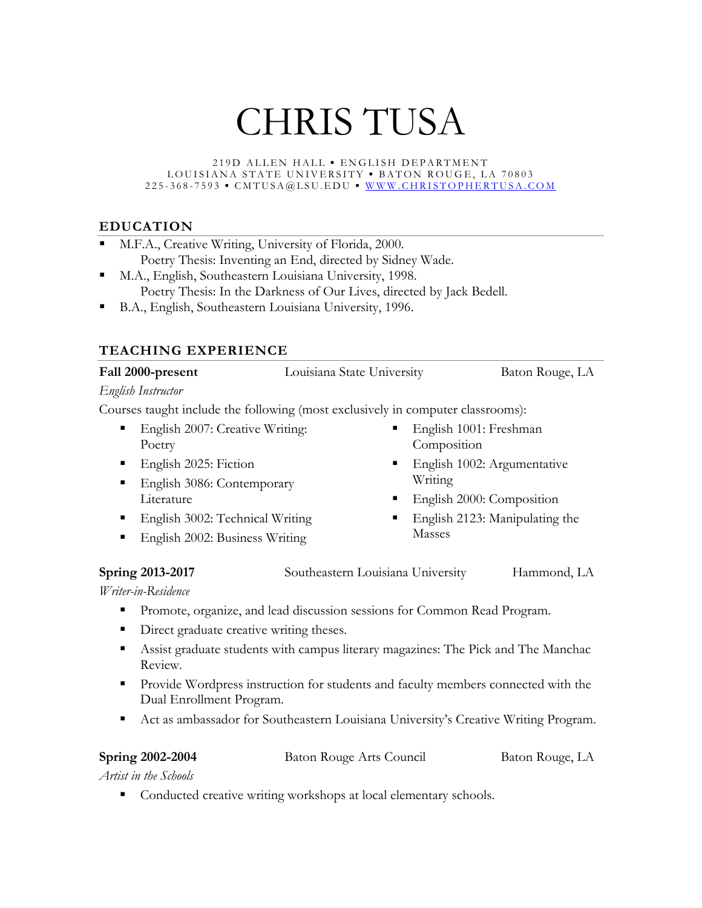# CHRIS TUSA

219D ALLEN HALL ▪ ENGLISH DEPARTMENT
LOUISIANA STATE UNIVERSITY ▪ BATON ROUGE, LA 70803
225-368-7593 ▪ CMTUSA@LSU.EDU ▪ WWW.CHRISTOPHERTUSA.COM

## EDUCATION

- M.F.A., Creative Writing, University of Florida, 2000.
  Poetry Thesis: Inventing an End, directed by Sidney Wade.
- M.A., English, Southeastern Louisiana University, 1998.
  Poetry Thesis: In the Darkness of Our Lives, directed by Jack Bedell.
- B.A., English, Southeastern Louisiana University, 1996.

## TEACHING EXPERIENCE

**Fall 2000-present** Louisiana State University Baton Rouge, LA

*English Instructor*

Courses taught include the following (most exclusively in computer classrooms):

- English 2007: Creative Writing: Poetry
- English 2025: Fiction
- English 3086: Contemporary Literature
- English 3002: Technical Writing
- English 2002: Business Writing
- English 1001: Freshman Composition
- English 1002: Argumentative Writing
- English 2000: Composition
- English 2123: Manipulating the Masses

**Spring 2013-2017** Southeastern Louisiana University Hammond, LA

*Writer-in-Residence*

- Promote, organize, and lead discussion sessions for Common Read Program.
- Direct graduate creative writing theses.
- Assist graduate students with campus literary magazines: The Pick and The Manchac Review.
- Provide Wordpress instruction for students and faculty members connected with the Dual Enrollment Program.
- Act as ambassador for Southeastern Louisiana University's Creative Writing Program.

**Spring 2002-2004** Baton Rouge Arts Council Baton Rouge, LA

*Artist in the Schools*

- Conducted creative writing workshops at local elementary schools.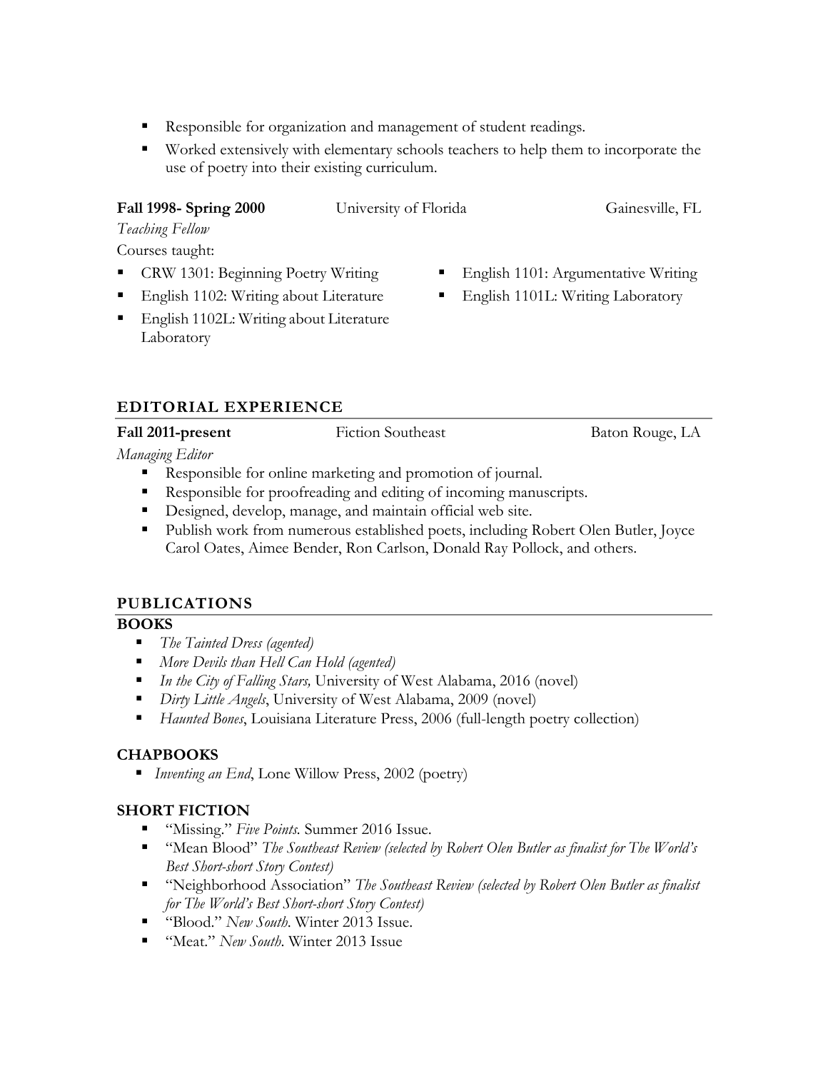- Responsible for organization and management of student readings.
- Worked extensively with elementary schools teachers to help them to incorporate the use of poetry into their existing curriculum.

**Fall 1998- Spring 2000** University of Florida Gainesville, FL

*Teaching Fellow*

Courses taught:

- CRW 1301: Beginning Poetry Writing
- English 1102: Writing about Literature
- English 1102L: Writing about Literature Laboratory
- English 1101: Argumentative Writing
- English 1101L: Writing Laboratory

## EDITORIAL EXPERIENCE

**Fall 2011-present** Fiction Southeast Baton Rouge, LA

*Managing Editor*

- Responsible for online marketing and promotion of journal.
- Responsible for proofreading and editing of incoming manuscripts.
- Designed, develop, manage, and maintain official web site.
- Publish work from numerous established poets, including Robert Olen Butler, Joyce Carol Oates, Aimee Bender, Ron Carlson, Donald Ray Pollock, and others.

## PUBLICATIONS

### BOOKS

- *The Tainted Dress (agented)*
- *More Devils than Hell Can Hold (agented)*
- *In the City of Falling Stars,* University of West Alabama, 2016 (novel)
- *Dirty Little Angels*, University of West Alabama, 2009 (novel)
- *Haunted Bones*, Louisiana Literature Press, 2006 (full-length poetry collection)

### CHAPBOOKS

- *Inventing an End*, Lone Willow Press, 2002 (poetry)

### SHORT FICTION

- "Missing." *Five Points.* Summer 2016 Issue.
- "Mean Blood" *The Southeast Review (selected by Robert Olen Butler as finalist for The World's Best Short-short Story Contest)*
- "Neighborhood Association" *The Southeast Review (selected by Robert Olen Butler as finalist for The World's Best Short-short Story Contest)*
- "Blood." *New South*. Winter 2013 Issue.
- "Meat." *New South*. Winter 2013 Issue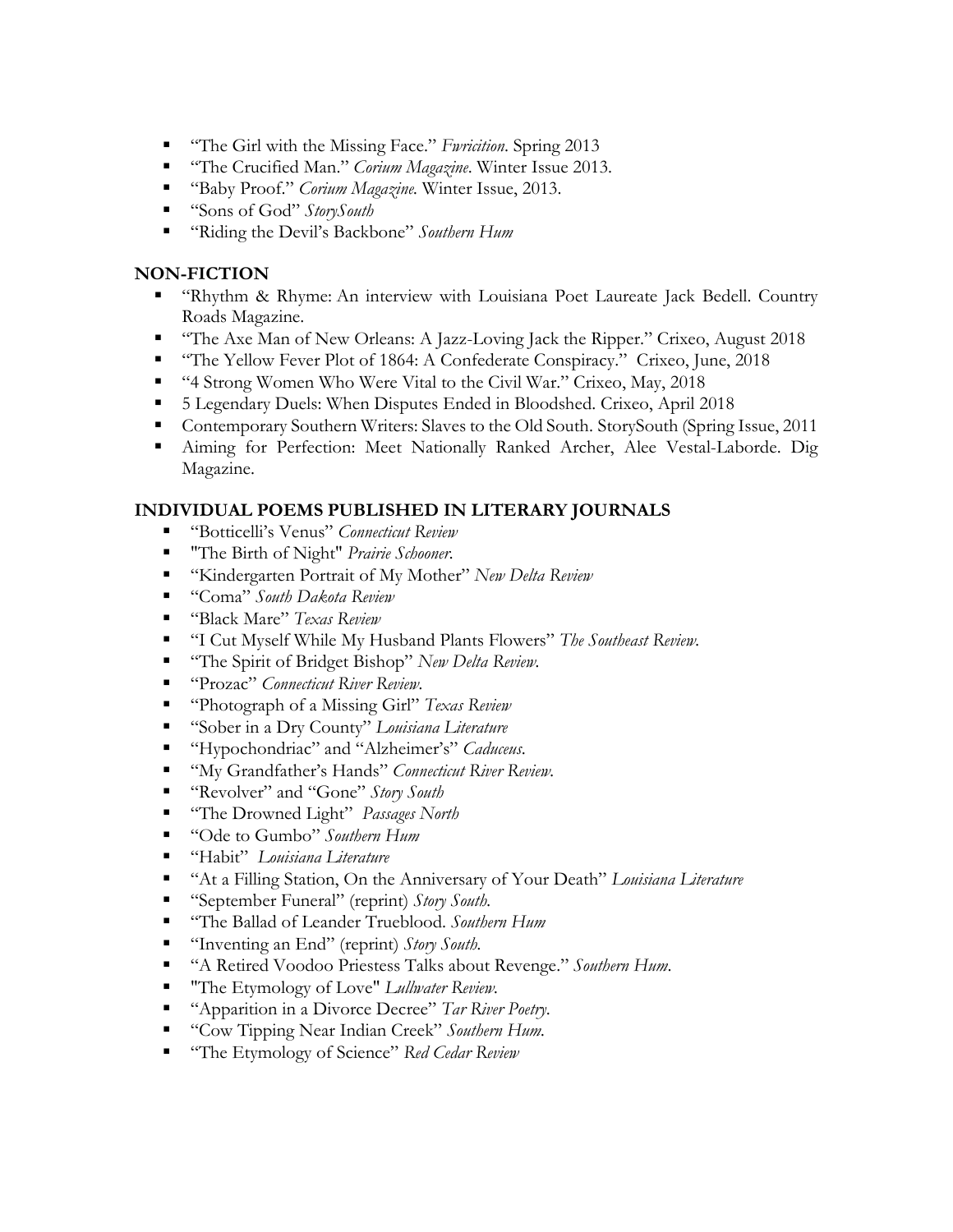- “The Girl with the Missing Face.” *Fwricition*. Spring 2013
- “The Crucified Man.” *Corium Magazine*. Winter Issue 2013.
- “Baby Proof.” *Corium Magazine.* Winter Issue, 2013.
- “Sons of God” *StorySouth*
- “Riding the Devil’s Backbone” *Southern Hum*

## NON-FICTION

- “Rhythm & Rhyme: An interview with Louisiana Poet Laureate Jack Bedell. Country Roads Magazine.
- “The Axe Man of New Orleans: A Jazz-Loving Jack the Ripper.” Crixeo, August 2018
- “The Yellow Fever Plot of 1864: A Confederate Conspiracy.” Crixeo, June, 2018
- “4 Strong Women Who Were Vital to the Civil War.” Crixeo, May, 2018
- 5 Legendary Duels: When Disputes Ended in Bloodshed. Crixeo, April 2018
- Contemporary Southern Writers: Slaves to the Old South. StorySouth (Spring Issue, 2011
- Aiming for Perfection: Meet Nationally Ranked Archer, Alee Vestal-Laborde. Dig Magazine.

## INDIVIDUAL POEMS PUBLISHED IN LITERARY JOURNALS

- “Botticelli’s Venus” *Connecticut Review*
- "The Birth of Night" *Prairie Schooner.*
- “Kindergarten Portrait of My Mother” *New Delta Review*
- “Coma” *South Dakota Review*
- “Black Mare” *Texas Review*
- “I Cut Myself While My Husband Plants Flowers” *The Southeast Review.*
- “The Spirit of Bridget Bishop” *New Delta Review.*
- “Prozac” *Connecticut River Review.*
- “Photograph of a Missing Girl” *Texas Review*
- “Sober in a Dry County” *Louisiana Literature*
- “Hypochondriac” and “Alzheimer’s” *Caduceus.*
- “My Grandfather’s Hands” *Connecticut River Review.*
- “Revolver” and “Gone” *Story South*
- “The Drowned Light” *Passages North*
- “Ode to Gumbo” *Southern Hum*
- “Habit” *Louisiana Literature*
- “At a Filling Station, On the Anniversary of Your Death” *Louisiana Literature*
- “September Funeral” (reprint) *Story South.*
- “The Ballad of Leander Trueblood. *Southern Hum*
- “Inventing an End” (reprint) *Story South.*
- “A Retired Voodoo Priestess Talks about Revenge.” *Southern Hum.*
- "The Etymology of Love" *Lullwater Review.*
- “Apparition in a Divorce Decree” *Tar River Poetry.*
- “Cow Tipping Near Indian Creek” *Southern Hum.*
- “The Etymology of Science” *Red Cedar Review*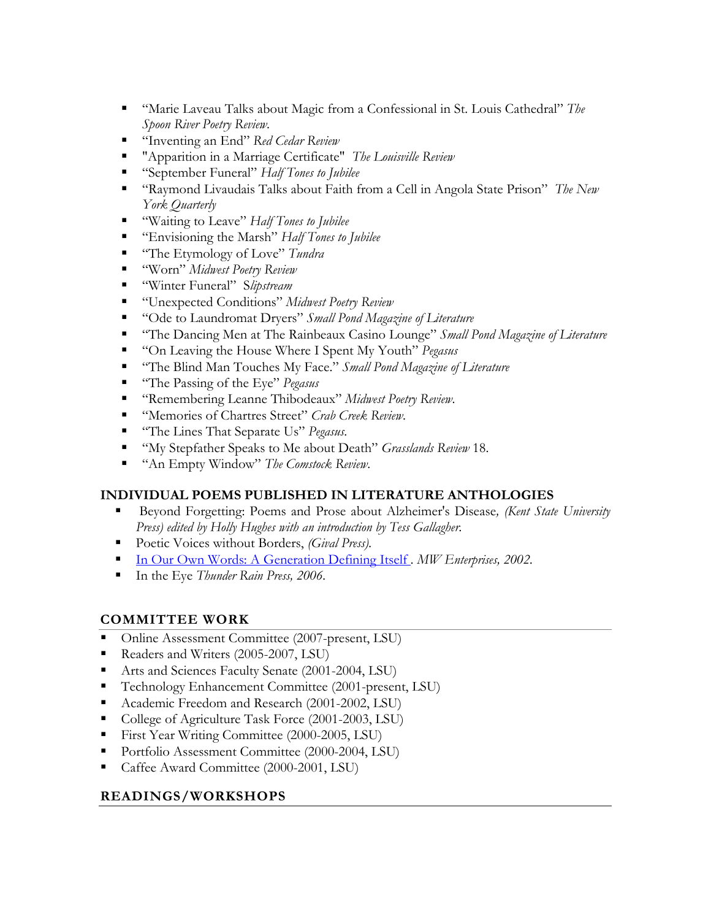- "Marie Laveau Talks about Magic from a Confessional in St. Louis Cathedral" *The Spoon River Poetry Review.*
- "Inventing an End" *Red Cedar Review*
- "Apparition in a Marriage Certificate" *The Louisville Review*
- "September Funeral" *Half Tones to Jubilee*
- "Raymond Livaudais Talks about Faith from a Cell in Angola State Prison" *The New York Quarterly*
- "Waiting to Leave" *Half Tones to Jubilee*
- "Envisioning the Marsh" *Half Tones to Jubilee*
- "The Etymology of Love" *Tundra*
- "Worn" *Midwest Poetry Review*
- "Winter Funeral" S*lipstream*
- "Unexpected Conditions" *Midwest Poetry Review*
- "Ode to Laundromat Dryers" *Small Pond Magazine of Literature*
- "The Dancing Men at The Rainbeaux Casino Lounge" *Small Pond Magazine of Literature*
- "On Leaving the House Where I Spent My Youth" *Pegasus*
- "The Blind Man Touches My Face." *Small Pond Magazine of Literature*
- "The Passing of the Eye" *Pegasus*
- "Remembering Leanne Thibodeaux" *Midwest Poetry Review.*
- "Memories of Chartres Street" *Crab Creek Review.*
- "The Lines That Separate Us" *Pegasus.*
- "My Stepfather Speaks to Me about Death" *Grasslands Review* 18.
- "An Empty Window" *The Comstock Review.*

## INDIVIDUAL POEMS PUBLISHED IN LITERATURE ANTHOLOGIES

- Beyond Forgetting: Poems and Prose about Alzheimer's Disease, *(Kent State University Press) edited by Holly Hughes with an introduction by Tess Gallagher.*
- Poetic Voices without Borders, *(Gival Press).*
- In Our Own Words: A Generation Defining Itself . *MW Enterprises, 2002.*
- In the Eye *Thunder Rain Press, 2006*.

## COMMITTEE WORK

- Online Assessment Committee (2007-present, LSU)
- Readers and Writers (2005-2007, LSU)
- Arts and Sciences Faculty Senate (2001-2004, LSU)
- Technology Enhancement Committee (2001-present, LSU)
- Academic Freedom and Research (2001-2002, LSU)
- College of Agriculture Task Force (2001-2003, LSU)
- First Year Writing Committee (2000-2005, LSU)
- Portfolio Assessment Committee (2000-2004, LSU)
- Caffee Award Committee (2000-2001, LSU)

## READINGS/WORKSHOPS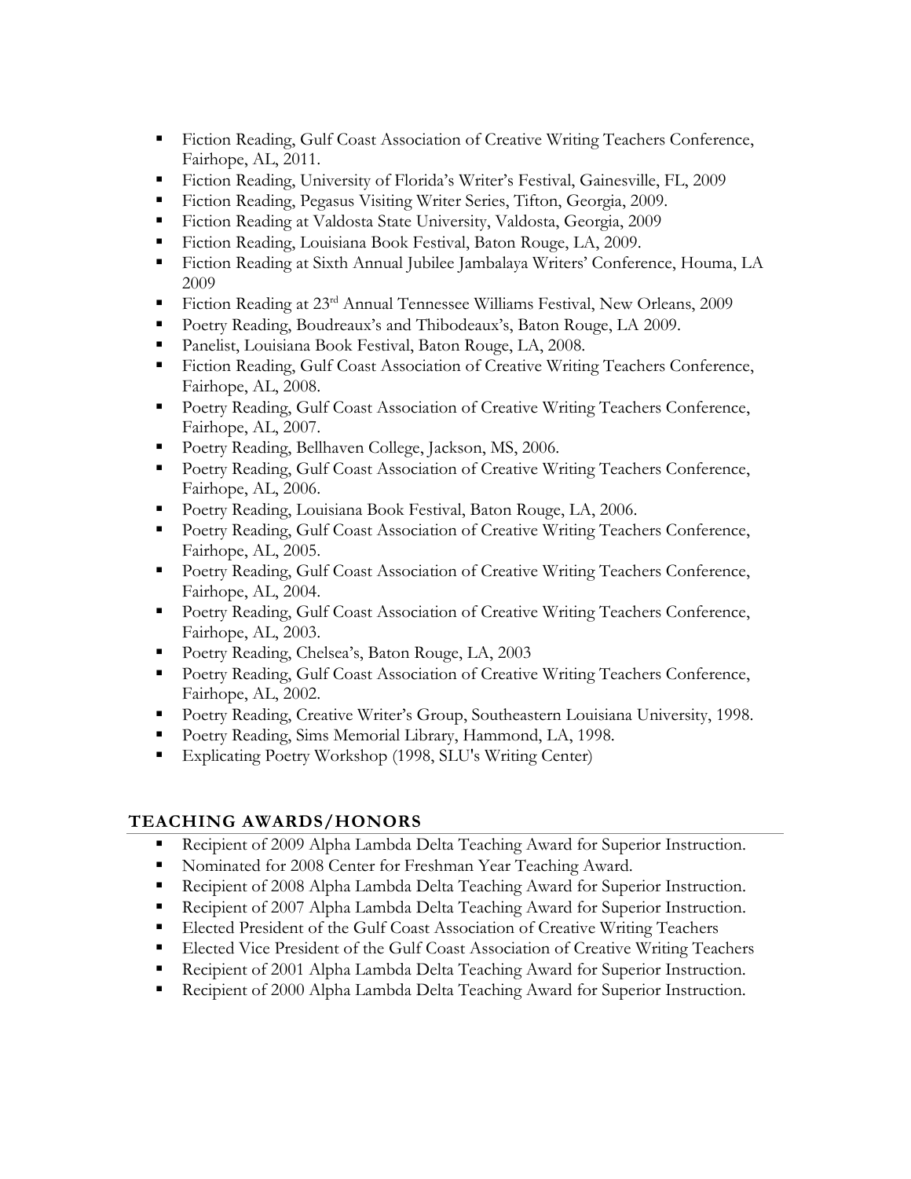- Fiction Reading, Gulf Coast Association of Creative Writing Teachers Conference, Fairhope, AL, 2011.
- Fiction Reading, University of Florida's Writer's Festival, Gainesville, FL, 2009
- Fiction Reading, Pegasus Visiting Writer Series, Tifton, Georgia, 2009.
- Fiction Reading at Valdosta State University, Valdosta, Georgia, 2009
- Fiction Reading, Louisiana Book Festival, Baton Rouge, LA, 2009.
- Fiction Reading at Sixth Annual Jubilee Jambalaya Writers' Conference, Houma, LA 2009
- Fiction Reading at 23rd Annual Tennessee Williams Festival, New Orleans, 2009
- Poetry Reading, Boudreaux's and Thibodeaux's, Baton Rouge, LA 2009.
- Panelist, Louisiana Book Festival, Baton Rouge, LA, 2008.
- Fiction Reading, Gulf Coast Association of Creative Writing Teachers Conference, Fairhope, AL, 2008.
- Poetry Reading, Gulf Coast Association of Creative Writing Teachers Conference, Fairhope, AL, 2007.
- Poetry Reading, Bellhaven College, Jackson, MS, 2006.
- Poetry Reading, Gulf Coast Association of Creative Writing Teachers Conference, Fairhope, AL, 2006.
- Poetry Reading, Louisiana Book Festival, Baton Rouge, LA, 2006.
- Poetry Reading, Gulf Coast Association of Creative Writing Teachers Conference, Fairhope, AL, 2005.
- Poetry Reading, Gulf Coast Association of Creative Writing Teachers Conference, Fairhope, AL, 2004.
- Poetry Reading, Gulf Coast Association of Creative Writing Teachers Conference, Fairhope, AL, 2003.
- Poetry Reading, Chelsea's, Baton Rouge, LA, 2003
- Poetry Reading, Gulf Coast Association of Creative Writing Teachers Conference, Fairhope, AL, 2002.
- Poetry Reading, Creative Writer's Group, Southeastern Louisiana University, 1998.
- Poetry Reading, Sims Memorial Library, Hammond, LA, 1998.
- Explicating Poetry Workshop (1998, SLU's Writing Center)

## TEACHING AWARDS/HONORS

- Recipient of 2009 Alpha Lambda Delta Teaching Award for Superior Instruction.
- Nominated for 2008 Center for Freshman Year Teaching Award.
- Recipient of 2008 Alpha Lambda Delta Teaching Award for Superior Instruction.
- Recipient of 2007 Alpha Lambda Delta Teaching Award for Superior Instruction.
- Elected President of the Gulf Coast Association of Creative Writing Teachers
- Elected Vice President of the Gulf Coast Association of Creative Writing Teachers
- Recipient of 2001 Alpha Lambda Delta Teaching Award for Superior Instruction.
- Recipient of 2000 Alpha Lambda Delta Teaching Award for Superior Instruction.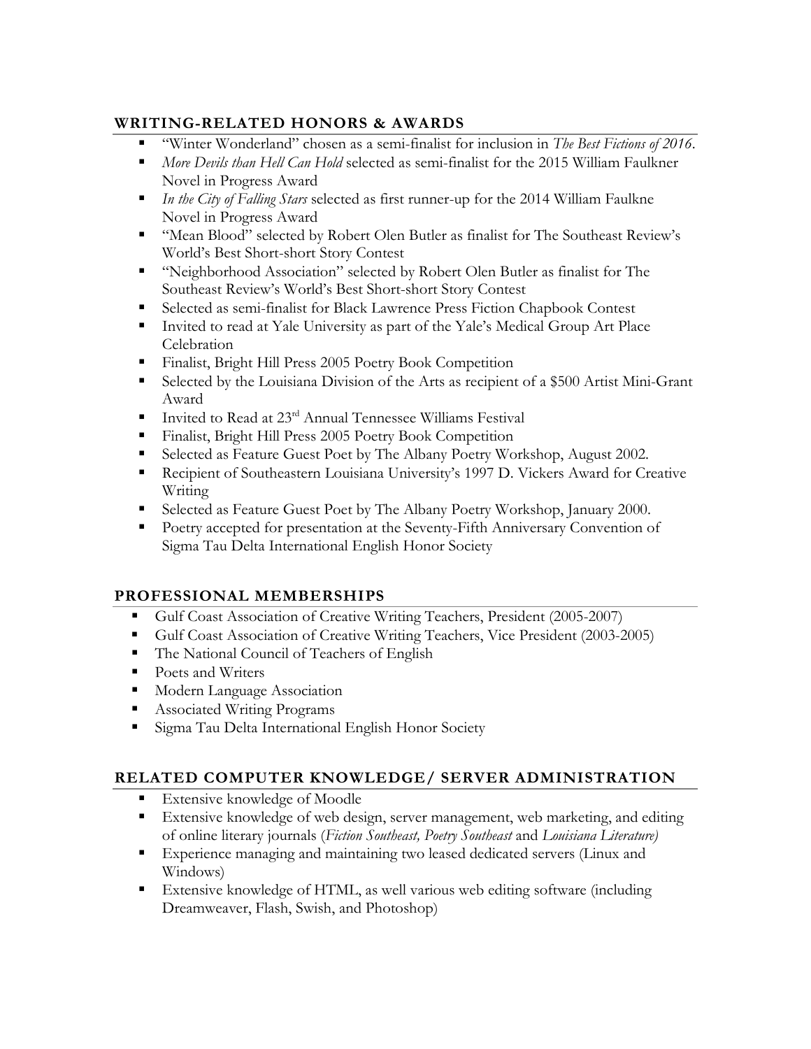## WRITING-RELATED HONORS & AWARDS

- "Winter Wonderland" chosen as a semi-finalist for inclusion in *The Best Fictions of 2016*.
- *More Devils than Hell Can Hold* selected as semi-finalist for the 2015 William Faulkner Novel in Progress Award
- *In the City of Falling Stars* selected as first runner-up for the 2014 William Faulkne Novel in Progress Award
- "Mean Blood" selected by Robert Olen Butler as finalist for The Southeast Review's World's Best Short-short Story Contest
- "Neighborhood Association" selected by Robert Olen Butler as finalist for The Southeast Review's World's Best Short-short Story Contest
- Selected as semi-finalist for Black Lawrence Press Fiction Chapbook Contest
- Invited to read at Yale University as part of the Yale's Medical Group Art Place Celebration
- Finalist, Bright Hill Press 2005 Poetry Book Competition
- Selected by the Louisiana Division of the Arts as recipient of a $500 Artist Mini-Grant Award
- Invited to Read at 23rd Annual Tennessee Williams Festival
- Finalist, Bright Hill Press 2005 Poetry Book Competition
- Selected as Feature Guest Poet by The Albany Poetry Workshop, August 2002.
- Recipient of Southeastern Louisiana University's 1997 D. Vickers Award for Creative Writing
- Selected as Feature Guest Poet by The Albany Poetry Workshop, January 2000.
- Poetry accepted for presentation at the Seventy-Fifth Anniversary Convention of Sigma Tau Delta International English Honor Society

## PROFESSIONAL MEMBERSHIPS

- Gulf Coast Association of Creative Writing Teachers, President (2005-2007)
- Gulf Coast Association of Creative Writing Teachers, Vice President (2003-2005)
- The National Council of Teachers of English
- Poets and Writers
- Modern Language Association
- Associated Writing Programs
- Sigma Tau Delta International English Honor Society

## RELATED COMPUTER KNOWLEDGE/ SERVER ADMINISTRATION

- Extensive knowledge of Moodle
- Extensive knowledge of web design, server management, web marketing, and editing of online literary journals (*Fiction Southeast, Poetry Southeast* and *Louisiana Literature)*
- Experience managing and maintaining two leased dedicated servers (Linux and Windows)
- Extensive knowledge of HTML, as well various web editing software (including Dreamweaver, Flash, Swish, and Photoshop)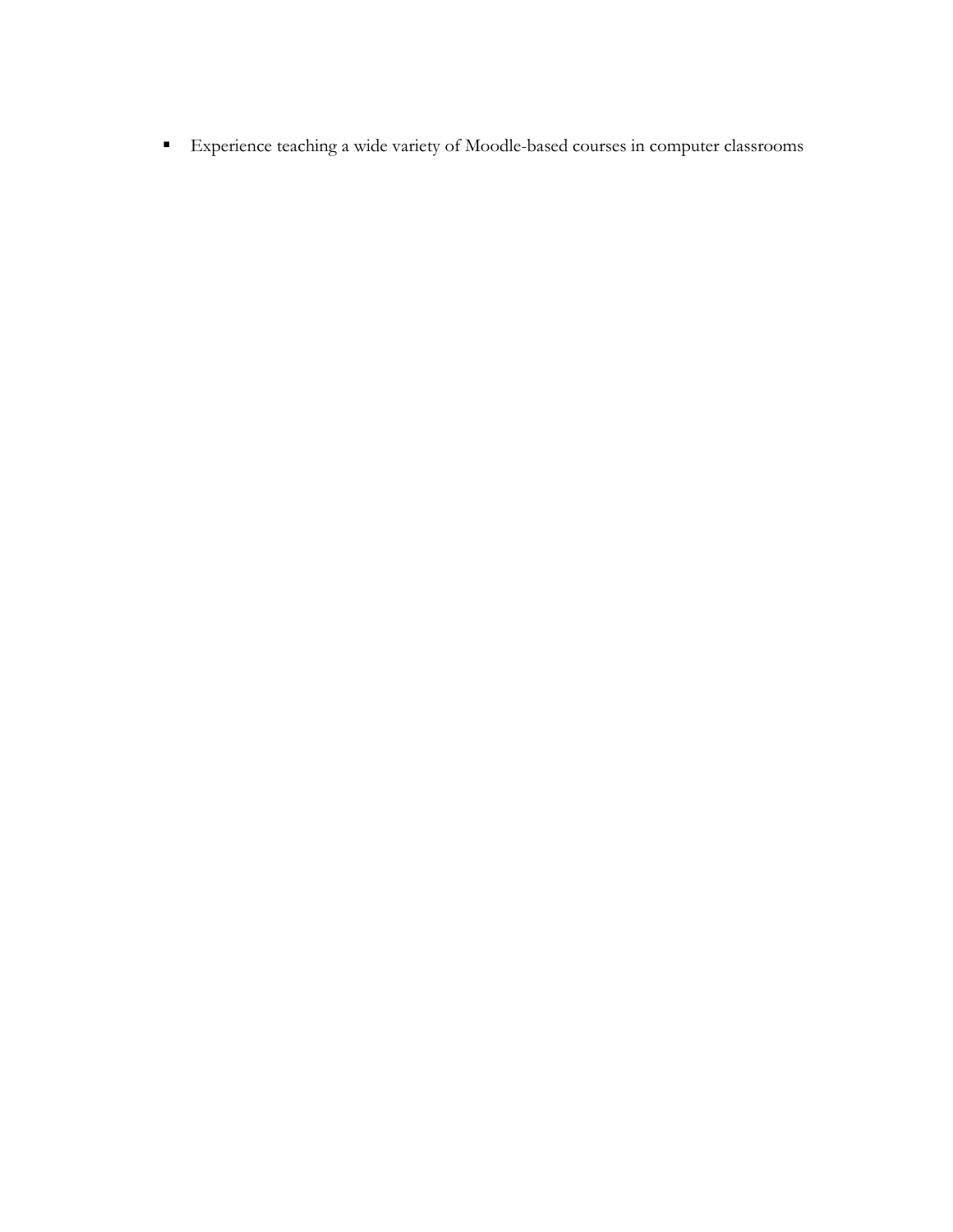- Experience teaching a wide variety of Moodle-based courses in computer classrooms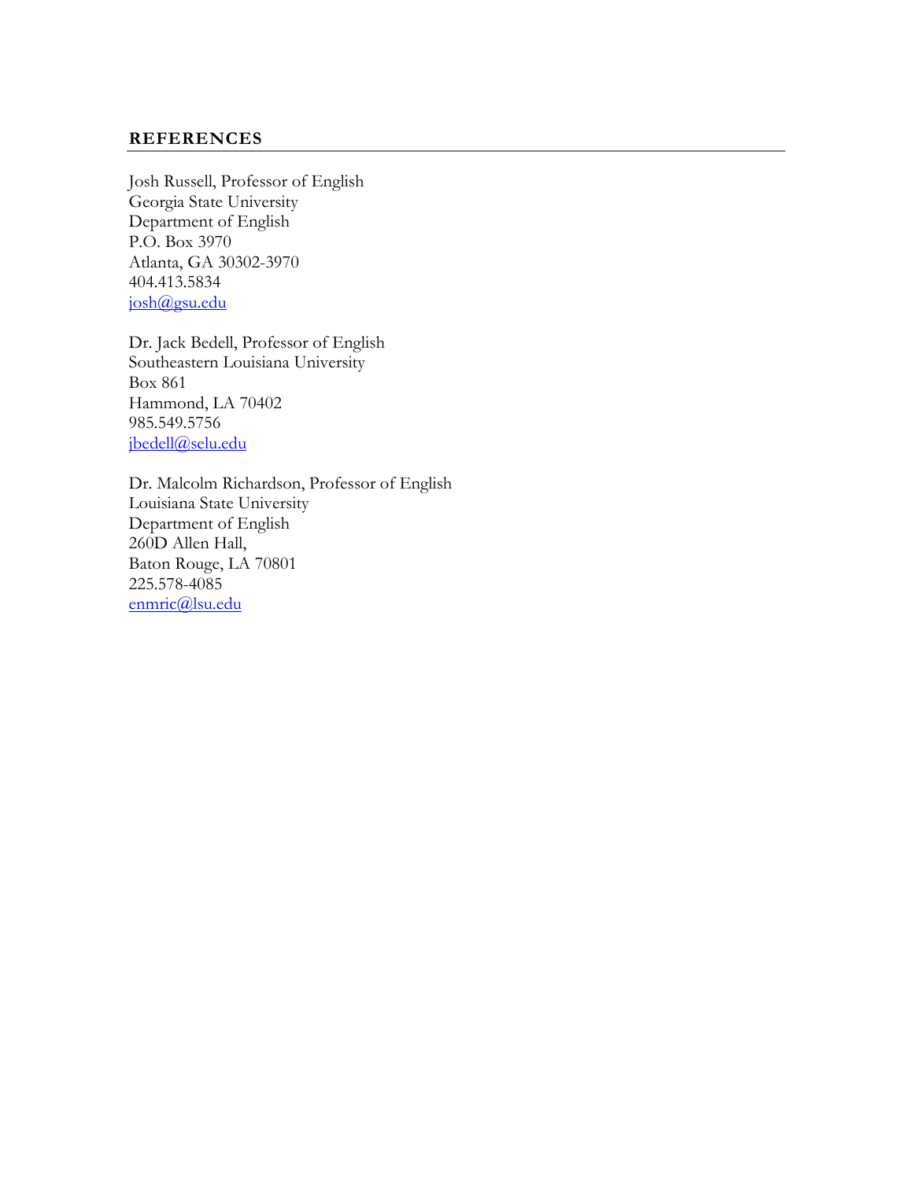## REFERENCES

Josh Russell, Professor of English
Georgia State University
Department of English
P.O. Box 3970
Atlanta, GA 30302-3970
404.413.5834
josh@gsu.edu

Dr. Jack Bedell, Professor of English
Southeastern Louisiana University
Box 861
Hammond, LA 70402
985.549.5756
jbedell@selu.edu

Dr. Malcolm Richardson, Professor of English
Louisiana State University
Department of English
260D Allen Hall,
Baton Rouge, LA 70801
225.578-4085
enmric@lsu.edu